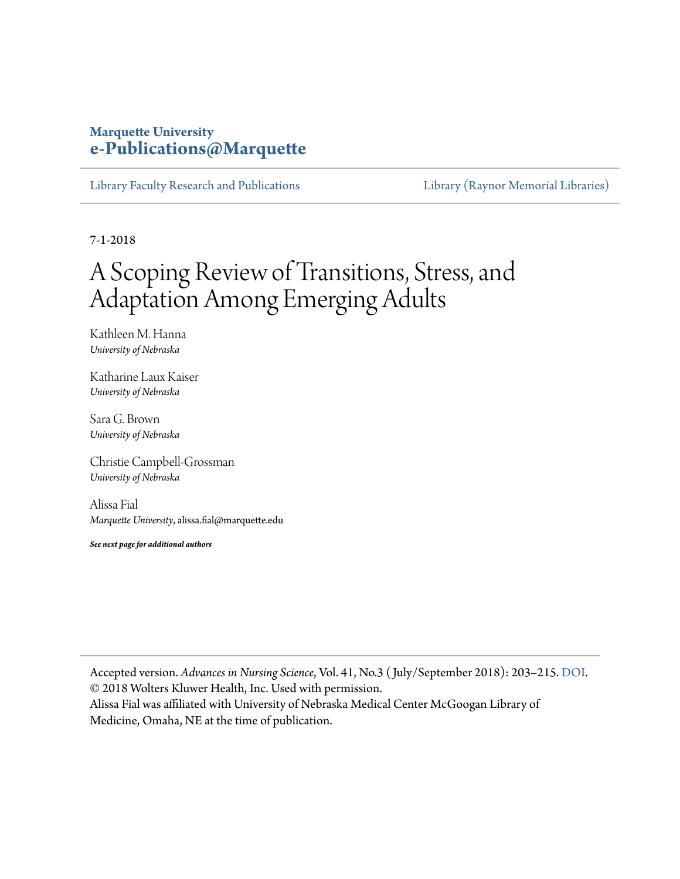**Marquette University**
**e-Publications@Marquette**

Library Faculty Research and Publications | Library (Raynor Memorial Libraries)

7-1-2018

# A Scoping Review of Transitions, Stress, and Adaptation Among Emerging Adults

Kathleen M. Hanna
*University of Nebraska*

Katharine Laux Kaiser
*University of Nebraska*

Sara G. Brown
*University of Nebraska*

Christie Campbell-Grossman
*University of Nebraska*

Alissa Fial
*Marquette University*, alissa.fial@marquette.edu

***See next page for additional authors***

---

Accepted version. *Advances in Nursing Science*, Vol. 41, No.3 (July/September 2018): 203–215. DOI.
© 2018 Wolters Kluwer Health, Inc. Used with permission.
Alissa Fial was affiliated with University of Nebraska Medical Center McGoogan Library of Medicine, Omaha, NE at the time of publication.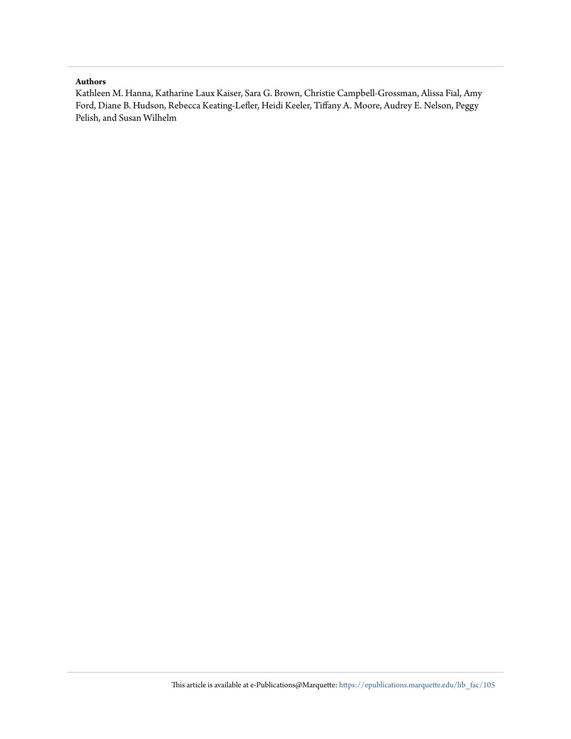**Authors**

Kathleen M. Hanna, Katharine Laux Kaiser, Sara G. Brown, Christie Campbell-Grossman, Alissa Fial, Amy Ford, Diane B. Hudson, Rebecca Keating-Lefler, Heidi Keeler, Tiffany A. Moore, Audrey E. Nelson, Peggy Pelish, and Susan Wilhelm

This article is available at e-Publications@Marquette: https://epublications.marquette.edu/lib_fac/105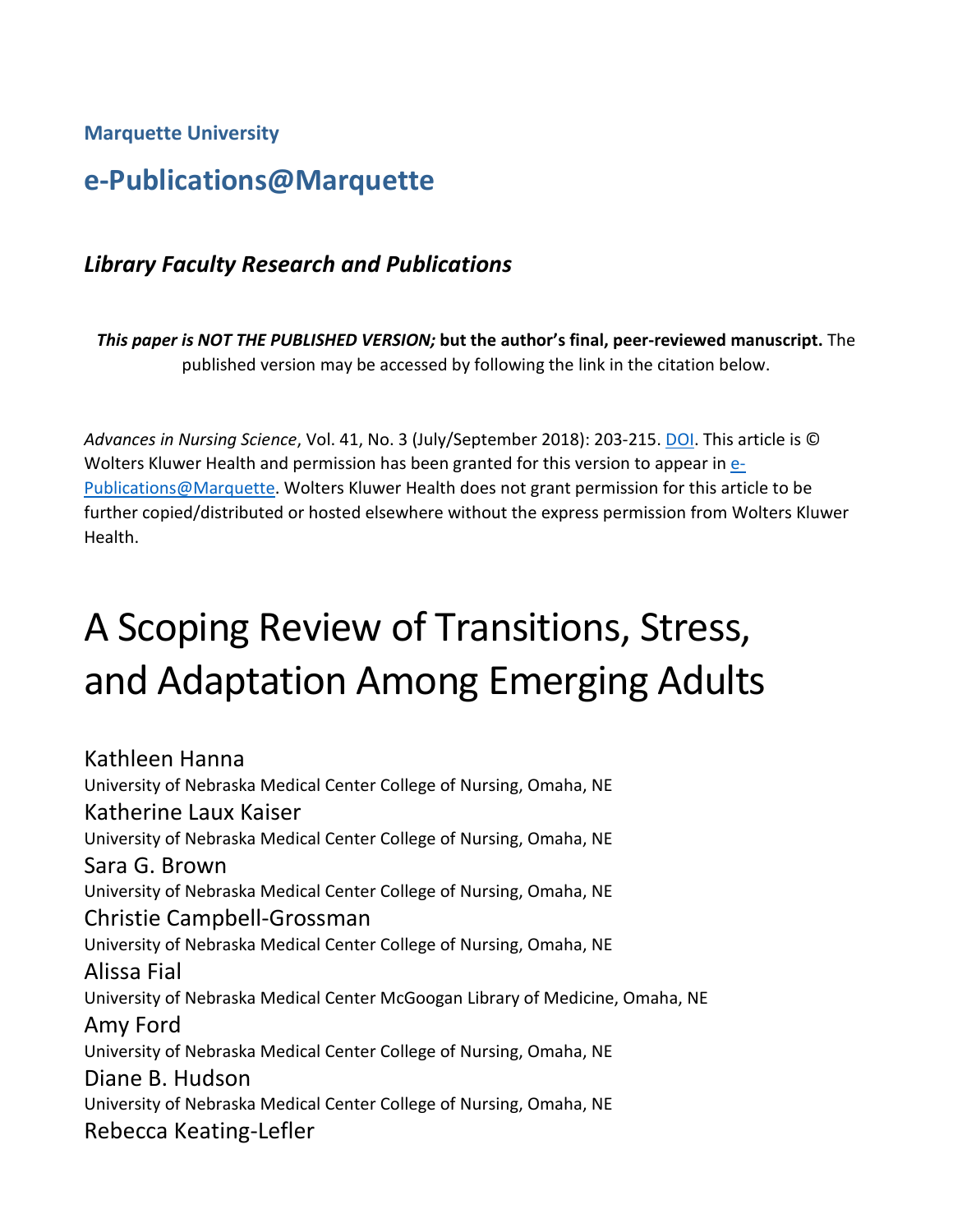**Marquette University**

## e-Publications@Marquette

### *Library Faculty Research and Publications*

***This paper is NOT THE PUBLISHED VERSION;* but the author's final, peer-reviewed manuscript.** The published version may be accessed by following the link in the citation below.

*Advances in Nursing Science*, Vol. 41, No. 3 (July/September 2018): 203-215. DOI. This article is © Wolters Kluwer Health and permission has been granted for this version to appear in e-Publications@Marquette. Wolters Kluwer Health does not grant permission for this article to be further copied/distributed or hosted elsewhere without the express permission from Wolters Kluwer Health.

# A Scoping Review of Transitions, Stress, and Adaptation Among Emerging Adults

Kathleen Hanna
University of Nebraska Medical Center College of Nursing, Omaha, NE

Katherine Laux Kaiser
University of Nebraska Medical Center College of Nursing, Omaha, NE

Sara G. Brown
University of Nebraska Medical Center College of Nursing, Omaha, NE

Christie Campbell-Grossman
University of Nebraska Medical Center College of Nursing, Omaha, NE

Alissa Fial
University of Nebraska Medical Center McGoogan Library of Medicine, Omaha, NE

Amy Ford
University of Nebraska Medical Center College of Nursing, Omaha, NE

Diane B. Hudson
University of Nebraska Medical Center College of Nursing, Omaha, NE

Rebecca Keating-Lefler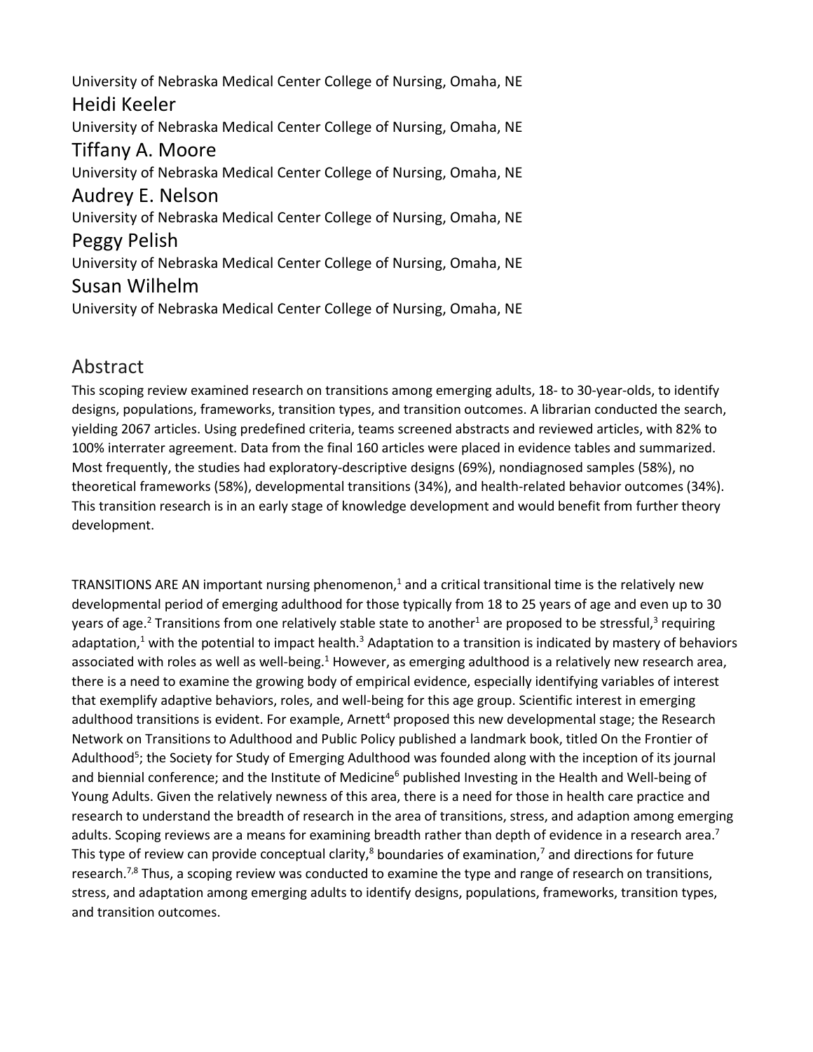University of Nebraska Medical Center College of Nursing, Omaha, NE

Heidi Keeler

University of Nebraska Medical Center College of Nursing, Omaha, NE

Tiffany A. Moore

University of Nebraska Medical Center College of Nursing, Omaha, NE

Audrey E. Nelson

University of Nebraska Medical Center College of Nursing, Omaha, NE

Peggy Pelish

University of Nebraska Medical Center College of Nursing, Omaha, NE

Susan Wilhelm

University of Nebraska Medical Center College of Nursing, Omaha, NE

## Abstract

This scoping review examined research on transitions among emerging adults, 18- to 30-year-olds, to identify designs, populations, frameworks, transition types, and transition outcomes. A librarian conducted the search, yielding 2067 articles. Using predefined criteria, teams screened abstracts and reviewed articles, with 82% to 100% interrater agreement. Data from the final 160 articles were placed in evidence tables and summarized. Most frequently, the studies had exploratory-descriptive designs (69%), nondiagnosed samples (58%), no theoretical frameworks (58%), developmental transitions (34%), and health-related behavior outcomes (34%). This transition research is in an early stage of knowledge development and would benefit from further theory development.

TRANSITIONS ARE AN important nursing phenomenon,[1] and a critical transitional time is the relatively new developmental period of emerging adulthood for those typically from 18 to 25 years of age and even up to 30 years of age.[2] Transitions from one relatively stable state to another[1] are proposed to be stressful,[3] requiring adaptation,[1] with the potential to impact health.[3] Adaptation to a transition is indicated by mastery of behaviors associated with roles as well as well-being.[1] However, as emerging adulthood is a relatively new research area, there is a need to examine the growing body of empirical evidence, especially identifying variables of interest that exemplify adaptive behaviors, roles, and well-being for this age group. Scientific interest in emerging adulthood transitions is evident. For example, Arnett[4] proposed this new developmental stage; the Research Network on Transitions to Adulthood and Public Policy published a landmark book, titled On the Frontier of Adulthood[5]; the Society for Study of Emerging Adulthood was founded along with the inception of its journal and biennial conference; and the Institute of Medicine[6] published Investing in the Health and Well-being of Young Adults. Given the relatively newness of this area, there is a need for those in health care practice and research to understand the breadth of research in the area of transitions, stress, and adaption among emerging adults. Scoping reviews are a means for examining breadth rather than depth of evidence in a research area.[7] This type of review can provide conceptual clarity,[8] boundaries of examination,[7] and directions for future research.[7,8] Thus, a scoping review was conducted to examine the type and range of research on transitions, stress, and adaptation among emerging adults to identify designs, populations, frameworks, transition types, and transition outcomes.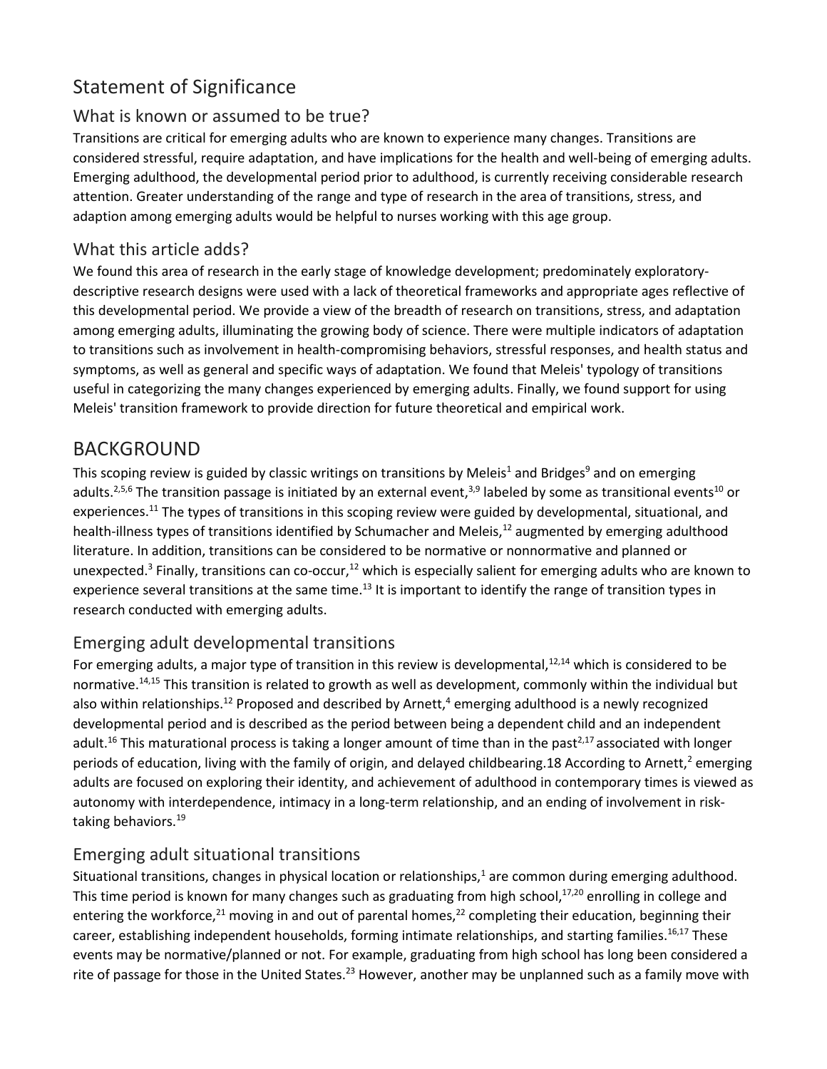## Statement of Significance

### What is known or assumed to be true?

Transitions are critical for emerging adults who are known to experience many changes. Transitions are considered stressful, require adaptation, and have implications for the health and well-being of emerging adults. Emerging adulthood, the developmental period prior to adulthood, is currently receiving considerable research attention. Greater understanding of the range and type of research in the area of transitions, stress, and adaption among emerging adults would be helpful to nurses working with this age group.

### What this article adds?

We found this area of research in the early stage of knowledge development; predominately exploratory-descriptive research designs were used with a lack of theoretical frameworks and appropriate ages reflective of this developmental period. We provide a view of the breadth of research on transitions, stress, and adaptation among emerging adults, illuminating the growing body of science. There were multiple indicators of adaptation to transitions such as involvement in health-compromising behaviors, stressful responses, and health status and symptoms, as well as general and specific ways of adaptation. We found that Meleis' typology of transitions useful in categorizing the many changes experienced by emerging adults. Finally, we found support for using Meleis' transition framework to provide direction for future theoretical and empirical work.

## BACKGROUND

This scoping review is guided by classic writings on transitions by Meleis[1] and Bridges[9] and on emerging adults.[2,5,6] The transition passage is initiated by an external event,[3,9] labeled by some as transitional events[10] or experiences.[11] The types of transitions in this scoping review were guided by developmental, situational, and health-illness types of transitions identified by Schumacher and Meleis,[12] augmented by emerging adulthood literature. In addition, transitions can be considered to be normative or nonnormative and planned or unexpected.[3] Finally, transitions can co-occur,[12] which is especially salient for emerging adults who are known to experience several transitions at the same time.[13] It is important to identify the range of transition types in research conducted with emerging adults.

### Emerging adult developmental transitions

For emerging adults, a major type of transition in this review is developmental,[12,14] which is considered to be normative.[14,15] This transition is related to growth as well as development, commonly within the individual but also within relationships.[12] Proposed and described by Arnett,[4] emerging adulthood is a newly recognized developmental period and is described as the period between being a dependent child and an independent adult.[16] This maturational process is taking a longer amount of time than in the past[2,17] associated with longer periods of education, living with the family of origin, and delayed childbearing.18 According to Arnett,[2] emerging adults are focused on exploring their identity, and achievement of adulthood in contemporary times is viewed as autonomy with interdependence, intimacy in a long-term relationship, and an ending of involvement in risk-taking behaviors.[19]

### Emerging adult situational transitions

Situational transitions, changes in physical location or relationships,[1] are common during emerging adulthood. This time period is known for many changes such as graduating from high school,[17,20] enrolling in college and entering the workforce,[21] moving in and out of parental homes,[22] completing their education, beginning their career, establishing independent households, forming intimate relationships, and starting families.[16,17] These events may be normative/planned or not. For example, graduating from high school has long been considered a rite of passage for those in the United States.[23] However, another may be unplanned such as a family move with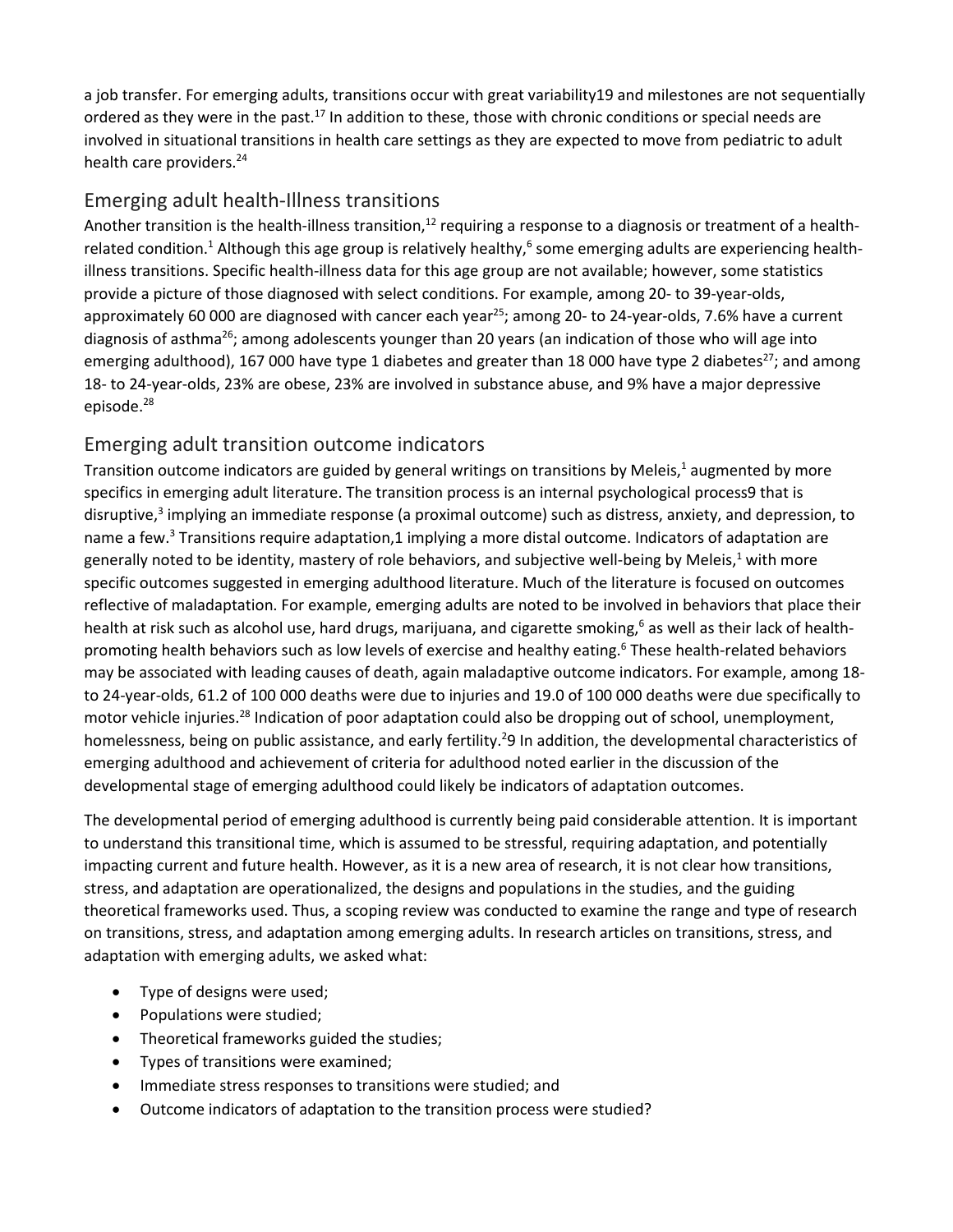a job transfer. For emerging adults, transitions occur with great variability19 and milestones are not sequentially ordered as they were in the past.[17] In addition to these, those with chronic conditions or special needs are involved in situational transitions in health care settings as they are expected to move from pediatric to adult health care providers.[24]

## Emerging adult health-Illness transitions

Another transition is the health-illness transition,[12] requiring a response to a diagnosis or treatment of a health-related condition.[1] Although this age group is relatively healthy,[6] some emerging adults are experiencing health-illness transitions. Specific health-illness data for this age group are not available; however, some statistics provide a picture of those diagnosed with select conditions. For example, among 20- to 39-year-olds, approximately 60 000 are diagnosed with cancer each year[25]; among 20- to 24-year-olds, 7.6% have a current diagnosis of asthma[26]; among adolescents younger than 20 years (an indication of those who will age into emerging adulthood), 167 000 have type 1 diabetes and greater than 18 000 have type 2 diabetes[27]; and among 18- to 24-year-olds, 23% are obese, 23% are involved in substance abuse, and 9% have a major depressive episode.[28]

## Emerging adult transition outcome indicators

Transition outcome indicators are guided by general writings on transitions by Meleis,[1] augmented by more specifics in emerging adult literature. The transition process is an internal psychological process9 that is disruptive,[3] implying an immediate response (a proximal outcome) such as distress, anxiety, and depression, to name a few.[3] Transitions require adaptation,1 implying a more distal outcome. Indicators of adaptation are generally noted to be identity, mastery of role behaviors, and subjective well-being by Meleis,[1] with more specific outcomes suggested in emerging adulthood literature. Much of the literature is focused on outcomes reflective of maladaptation. For example, emerging adults are noted to be involved in behaviors that place their health at risk such as alcohol use, hard drugs, marijuana, and cigarette smoking,[6] as well as their lack of health-promoting health behaviors such as low levels of exercise and healthy eating.[6] These health-related behaviors may be associated with leading causes of death, again maladaptive outcome indicators. For example, among 18- to 24-year-olds, 61.2 of 100 000 deaths were due to injuries and 19.0 of 100 000 deaths were due specifically to motor vehicle injuries.[28] Indication of poor adaptation could also be dropping out of school, unemployment, homelessness, being on public assistance, and early fertility.[2]9 In addition, the developmental characteristics of emerging adulthood and achievement of criteria for adulthood noted earlier in the discussion of the developmental stage of emerging adulthood could likely be indicators of adaptation outcomes.

The developmental period of emerging adulthood is currently being paid considerable attention. It is important to understand this transitional time, which is assumed to be stressful, requiring adaptation, and potentially impacting current and future health. However, as it is a new area of research, it is not clear how transitions, stress, and adaptation are operationalized, the designs and populations in the studies, and the guiding theoretical frameworks used. Thus, a scoping review was conducted to examine the range and type of research on transitions, stress, and adaptation among emerging adults. In research articles on transitions, stress, and adaptation with emerging adults, we asked what:

- Type of designs were used;
- Populations were studied;
- Theoretical frameworks guided the studies;
- Types of transitions were examined;
- Immediate stress responses to transitions were studied; and
- Outcome indicators of adaptation to the transition process were studied?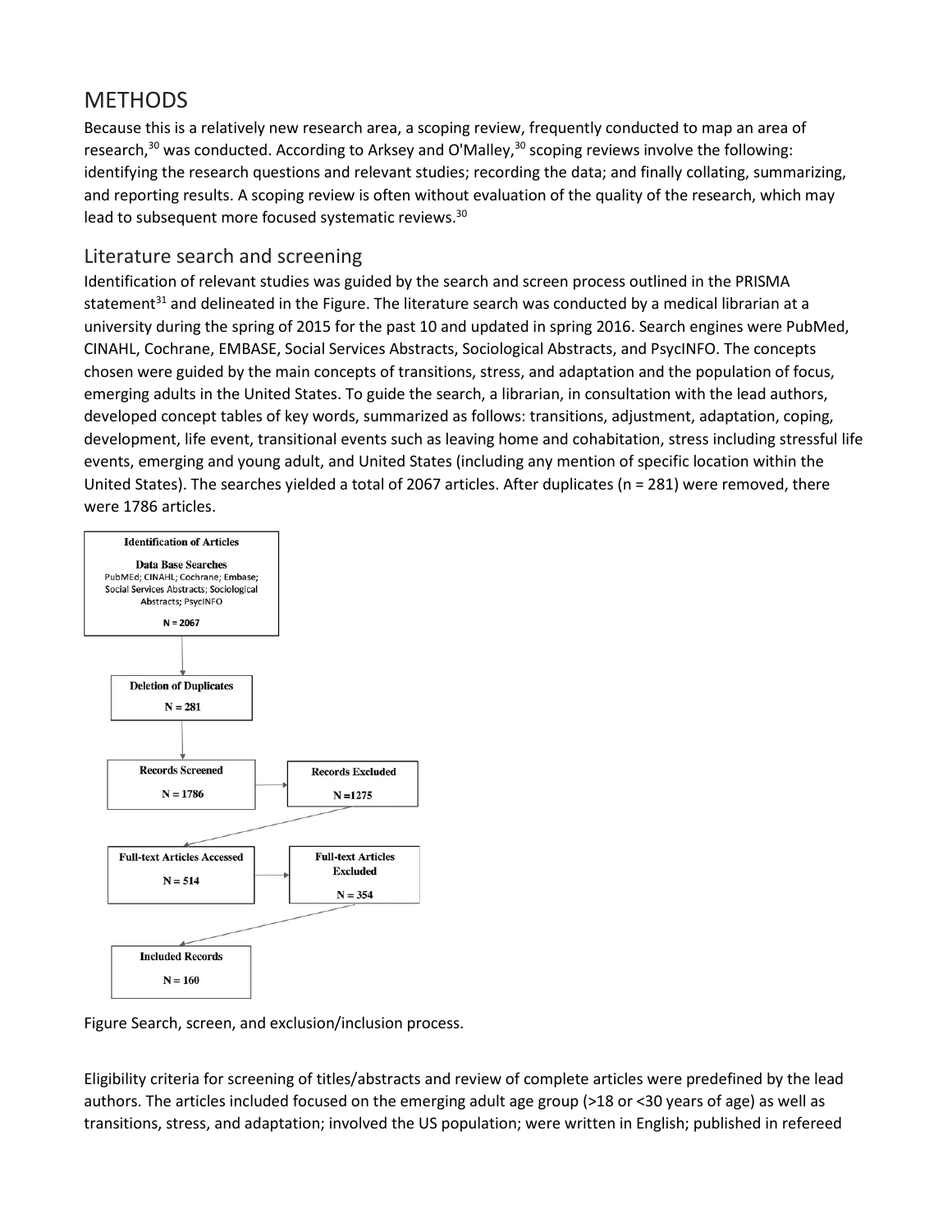## METHODS

Because this is a relatively new research area, a scoping review, frequently conducted to map an area of research,[30] was conducted. According to Arksey and O'Malley,[30] scoping reviews involve the following: identifying the research questions and relevant studies; recording the data; and finally collating, summarizing, and reporting results. A scoping review is often without evaluation of the quality of the research, which may lead to subsequent more focused systematic reviews.[30]

### Literature search and screening

Identification of relevant studies was guided by the search and screen process outlined in the PRISMA statement[31] and delineated in the Figure. The literature search was conducted by a medical librarian at a university during the spring of 2015 for the past 10 and updated in spring 2016. Search engines were PubMed, CINAHL, Cochrane, EMBASE, Social Services Abstracts, Sociological Abstracts, and PsycINFO. The concepts chosen were guided by the main concepts of transitions, stress, and adaptation and the population of focus, emerging adults in the United States. To guide the search, a librarian, in consultation with the lead authors, developed concept tables of key words, summarized as follows: transitions, adjustment, adaptation, coping, development, life event, transitional events such as leaving home and cohabitation, stress including stressful life events, emerging and young adult, and United States (including any mention of specific location within the United States). The searches yielded a total of 2067 articles. After duplicates (n = 281) were removed, there were 1786 articles.

**Identification of Articles**

**Data Base Searches**
PubMEd; CINAHL; Cochrane; Embase; Social Services Abstracts; Sociological Abstracts; PsycINFO

**N = 2067**

**Deletion of Duplicates**
**N = 281**

**Records Screened**
**N = 1786**

**Records Excluded**
**N =1275**

**Full-text Articles Accessed**
**N = 514**

**Full-text Articles Excluded**
**N = 354**

**Included Records**
**N = 160**

Figure Search, screen, and exclusion/inclusion process.

Eligibility criteria for screening of titles/abstracts and review of complete articles were predefined by the lead authors. The articles included focused on the emerging adult age group (>18 or <30 years of age) as well as transitions, stress, and adaptation; involved the US population; were written in English; published in refereed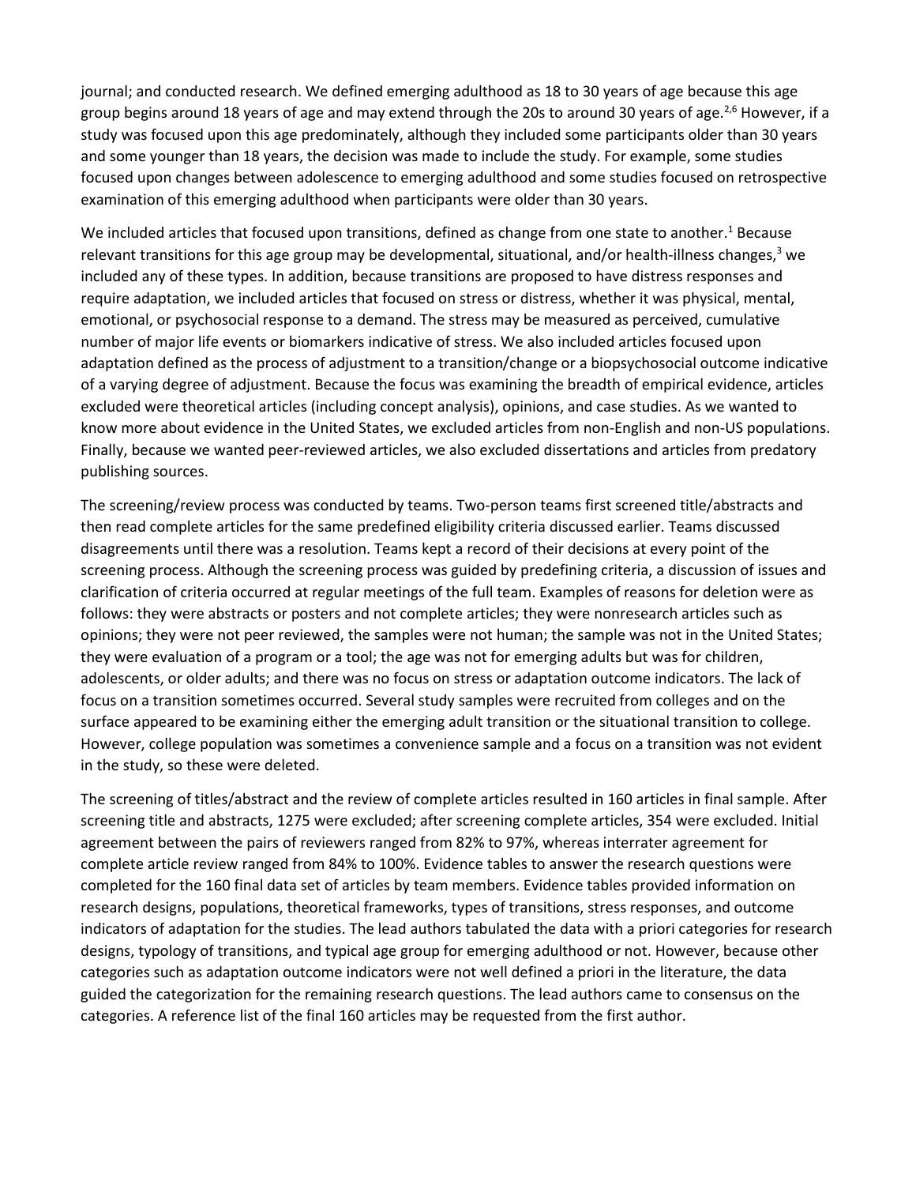journal; and conducted research. We defined emerging adulthood as 18 to 30 years of age because this age group begins around 18 years of age and may extend through the 20s to around 30 years of age.[2,6] However, if a study was focused upon this age predominately, although they included some participants older than 30 years and some younger than 18 years, the decision was made to include the study. For example, some studies focused upon changes between adolescence to emerging adulthood and some studies focused on retrospective examination of this emerging adulthood when participants were older than 30 years.

We included articles that focused upon transitions, defined as change from one state to another.[1] Because relevant transitions for this age group may be developmental, situational, and/or health-illness changes,[3] we included any of these types. In addition, because transitions are proposed to have distress responses and require adaptation, we included articles that focused on stress or distress, whether it was physical, mental, emotional, or psychosocial response to a demand. The stress may be measured as perceived, cumulative number of major life events or biomarkers indicative of stress. We also included articles focused upon adaptation defined as the process of adjustment to a transition/change or a biopsychosocial outcome indicative of a varying degree of adjustment. Because the focus was examining the breadth of empirical evidence, articles excluded were theoretical articles (including concept analysis), opinions, and case studies. As we wanted to know more about evidence in the United States, we excluded articles from non-English and non-US populations. Finally, because we wanted peer-reviewed articles, we also excluded dissertations and articles from predatory publishing sources.

The screening/review process was conducted by teams. Two-person teams first screened title/abstracts and then read complete articles for the same predefined eligibility criteria discussed earlier. Teams discussed disagreements until there was a resolution. Teams kept a record of their decisions at every point of the screening process. Although the screening process was guided by predefining criteria, a discussion of issues and clarification of criteria occurred at regular meetings of the full team. Examples of reasons for deletion were as follows: they were abstracts or posters and not complete articles; they were nonresearch articles such as opinions; they were not peer reviewed, the samples were not human; the sample was not in the United States; they were evaluation of a program or a tool; the age was not for emerging adults but was for children, adolescents, or older adults; and there was no focus on stress or adaptation outcome indicators. The lack of focus on a transition sometimes occurred. Several study samples were recruited from colleges and on the surface appeared to be examining either the emerging adult transition or the situational transition to college. However, college population was sometimes a convenience sample and a focus on a transition was not evident in the study, so these were deleted.

The screening of titles/abstract and the review of complete articles resulted in 160 articles in final sample. After screening title and abstracts, 1275 were excluded; after screening complete articles, 354 were excluded. Initial agreement between the pairs of reviewers ranged from 82% to 97%, whereas interrater agreement for complete article review ranged from 84% to 100%. Evidence tables to answer the research questions were completed for the 160 final data set of articles by team members. Evidence tables provided information on research designs, populations, theoretical frameworks, types of transitions, stress responses, and outcome indicators of adaptation for the studies. The lead authors tabulated the data with a priori categories for research designs, typology of transitions, and typical age group for emerging adulthood or not. However, because other categories such as adaptation outcome indicators were not well defined a priori in the literature, the data guided the categorization for the remaining research questions. The lead authors came to consensus on the categories. A reference list of the final 160 articles may be requested from the first author.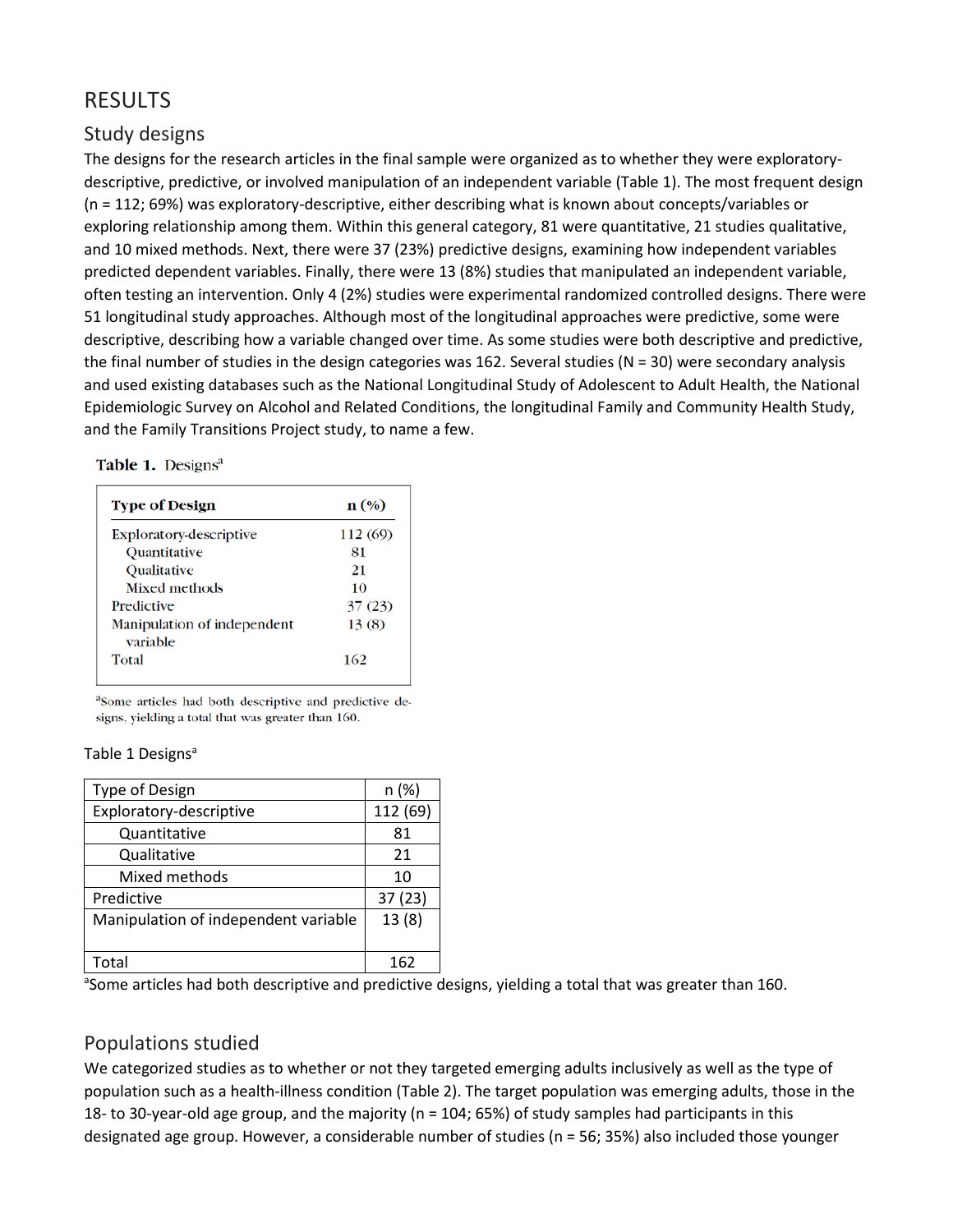# RESULTS

## Study designs

The designs for the research articles in the final sample were organized as to whether they were exploratory-descriptive, predictive, or involved manipulation of an independent variable (Table 1). The most frequent design (n = 112; 69%) was exploratory-descriptive, either describing what is known about concepts/variables or exploring relationship among them. Within this general category, 81 were quantitative, 21 studies qualitative, and 10 mixed methods. Next, there were 37 (23%) predictive designs, examining how independent variables predicted dependent variables. Finally, there were 13 (8%) studies that manipulated an independent variable, often testing an intervention. Only 4 (2%) studies were experimental randomized controlled designs. There were 51 longitudinal study approaches. Although most of the longitudinal approaches were predictive, some were descriptive, describing how a variable changed over time. As some studies were both descriptive and predictive, the final number of studies in the design categories was 162. Several studies (N = 30) were secondary analysis and used existing databases such as the National Longitudinal Study of Adolescent to Adult Health, the National Epidemiologic Survey on Alcohol and Related Conditions, the longitudinal Family and Community Health Study, and the Family Transitions Project study, to name a few.

Table 1 Designs[a]

| Type of Design | n (%) |
|---|---|
| Exploratory-descriptive | 112 (69) |
| Quantitative | 81 |
| Qualitative | 21 |
| Mixed methods | 10 |
| Predictive | 37 (23) |
| Manipulation of independent variable | 13 (8) |
| Total | 162 |

[a]Some articles had both descriptive and predictive designs, yielding a total that was greater than 160.

## Populations studied

We categorized studies as to whether or not they targeted emerging adults inclusively as well as the type of population such as a health-illness condition (Table 2). The target population was emerging adults, those in the 18- to 30-year-old age group, and the majority (n = 104; 65%) of study samples had participants in this designated age group. However, a considerable number of studies (n = 56; 35%) also included those younger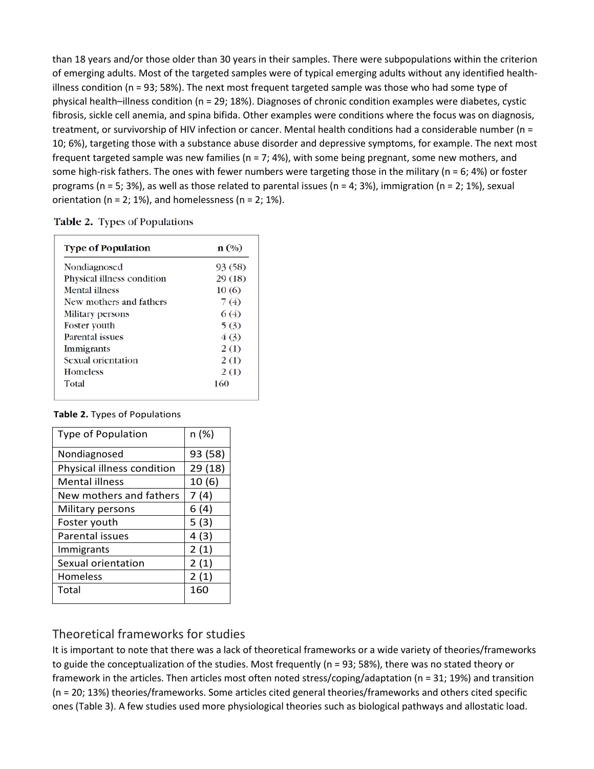than 18 years and/or those older than 30 years in their samples. There were subpopulations within the criterion of emerging adults. Most of the targeted samples were of typical emerging adults without any identified health-illness condition (n = 93; 58%). The next most frequent targeted sample was those who had some type of physical health–illness condition (n = 29; 18%). Diagnoses of chronic condition examples were diabetes, cystic fibrosis, sickle cell anemia, and spina bifida. Other examples were conditions where the focus was on diagnosis, treatment, or survivorship of HIV infection or cancer. Mental health conditions had a considerable number (n = 10; 6%), targeting those with a substance abuse disorder and depressive symptoms, for example. The next most frequent targeted sample was new families (n = 7; 4%), with some being pregnant, some new mothers, and some high-risk fathers. The ones with fewer numbers were targeting those in the military (n = 6; 4%) or foster programs (n = 5; 3%), as well as those related to parental issues (n = 4; 3%), immigration (n = 2; 1%), sexual orientation (n = 2; 1%), and homelessness (n = 2; 1%).

**Table 2.** Types of Populations

| Type of Population | n (%) |
|---|---|
| Nondiagnosed | 93 (58) |
| Physical illness condition | 29 (18) |
| Mental illness | 10 (6) |
| New mothers and fathers | 7 (4) |
| Military persons | 6 (4) |
| Foster youth | 5 (3) |
| Parental issues | 4 (3) |
| Immigrants | 2 (1) |
| Sexual orientation | 2 (1) |
| Homeless | 2 (1) |
| Total | 160 |

**Table 2.** Types of Populations

| Type of Population | n (%) |
|---|---|
| Nondiagnosed | 93 (58) |
| Physical illness condition | 29 (18) |
| Mental illness | 10 (6) |
| New mothers and fathers | 7 (4) |
| Military persons | 6 (4) |
| Foster youth | 5 (3) |
| Parental issues | 4 (3) |
| Immigrants | 2 (1) |
| Sexual orientation | 2 (1) |
| Homeless | 2 (1) |
| Total | 160 |

## Theoretical frameworks for studies

It is important to note that there was a lack of theoretical frameworks or a wide variety of theories/frameworks to guide the conceptualization of the studies. Most frequently (n = 93; 58%), there was no stated theory or framework in the articles. Then articles most often noted stress/coping/adaptation (n = 31; 19%) and transition (n = 20; 13%) theories/frameworks. Some articles cited general theories/frameworks and others cited specific ones (Table 3). A few studies used more physiological theories such as biological pathways and allostatic load.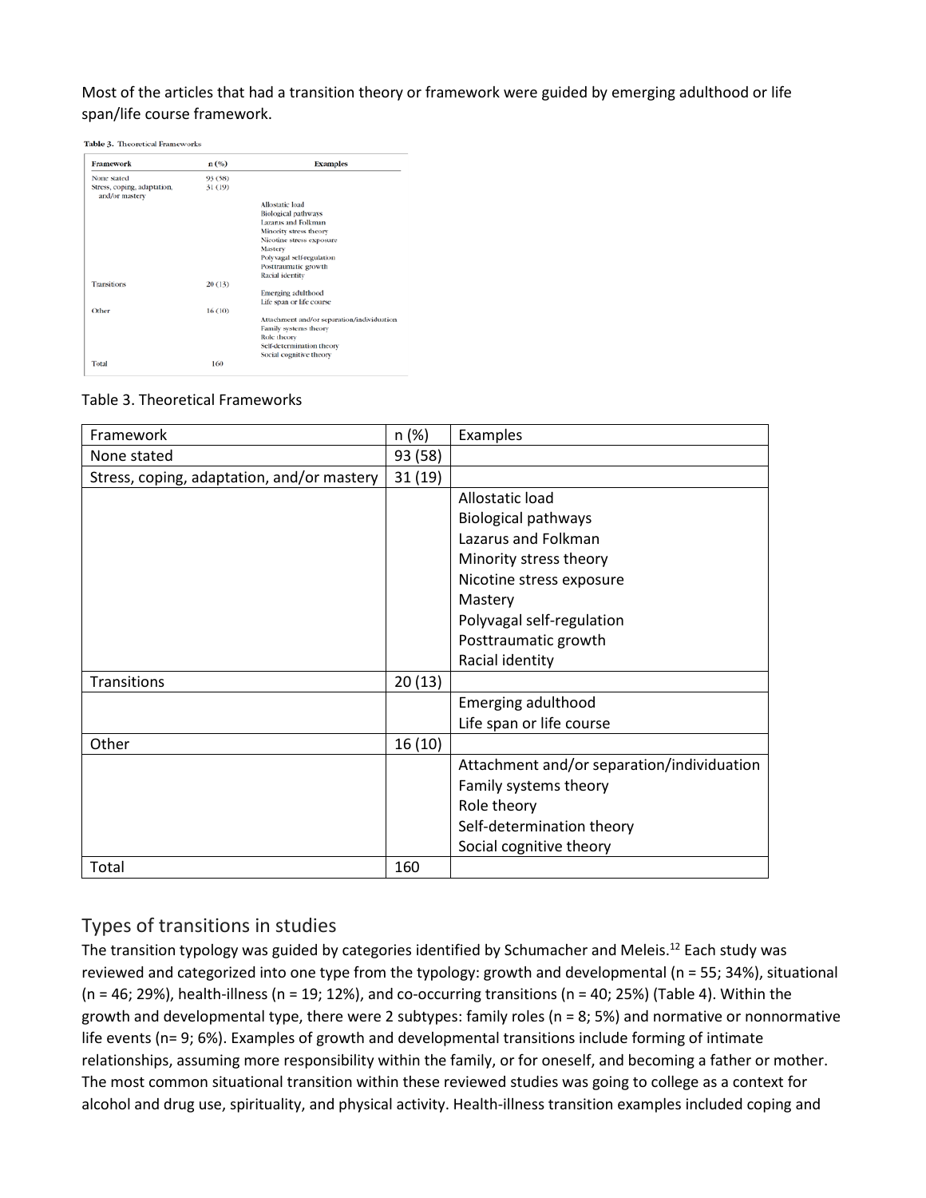Most of the articles that had a transition theory or framework were guided by emerging adulthood or life span/life course framework.

Table 3. Theoretical Frameworks

| Framework | n (%) | Examples |
|---|---|---|
| None stated | 93 (58) | |
| Stress, coping, adaptation, and/or mastery | 31 (19) | |
| | | Allostatic load<br>Biological pathways<br>Lazarus and Folkman<br>Minority stress theory<br>Nicotine stress exposure<br>Mastery<br>Polyvagal self-regulation<br>Posttraumatic growth<br>Racial identity |
| Transitions | 20 (13) | |
| | | Emerging adulthood<br>Life span or life course |
| Other | 16 (10) | |
| | | Attachment and/or separation/individuation<br>Family systems theory<br>Role theory<br>Self-determination theory<br>Social cognitive theory |
| Total | 160 | |

## Types of transitions in studies

The transition typology was guided by categories identified by Schumacher and Meleis.[12] Each study was reviewed and categorized into one type from the typology: growth and developmental (n = 55; 34%), situational (n = 46; 29%), health-illness (n = 19; 12%), and co-occurring transitions (n = 40; 25%) (Table 4). Within the growth and developmental type, there were 2 subtypes: family roles (n = 8; 5%) and normative or nonnormative life events (n= 9; 6%). Examples of growth and developmental transitions include forming of intimate relationships, assuming more responsibility within the family, or for oneself, and becoming a father or mother. The most common situational transition within these reviewed studies was going to college as a context for alcohol and drug use, spirituality, and physical activity. Health-illness transition examples included coping and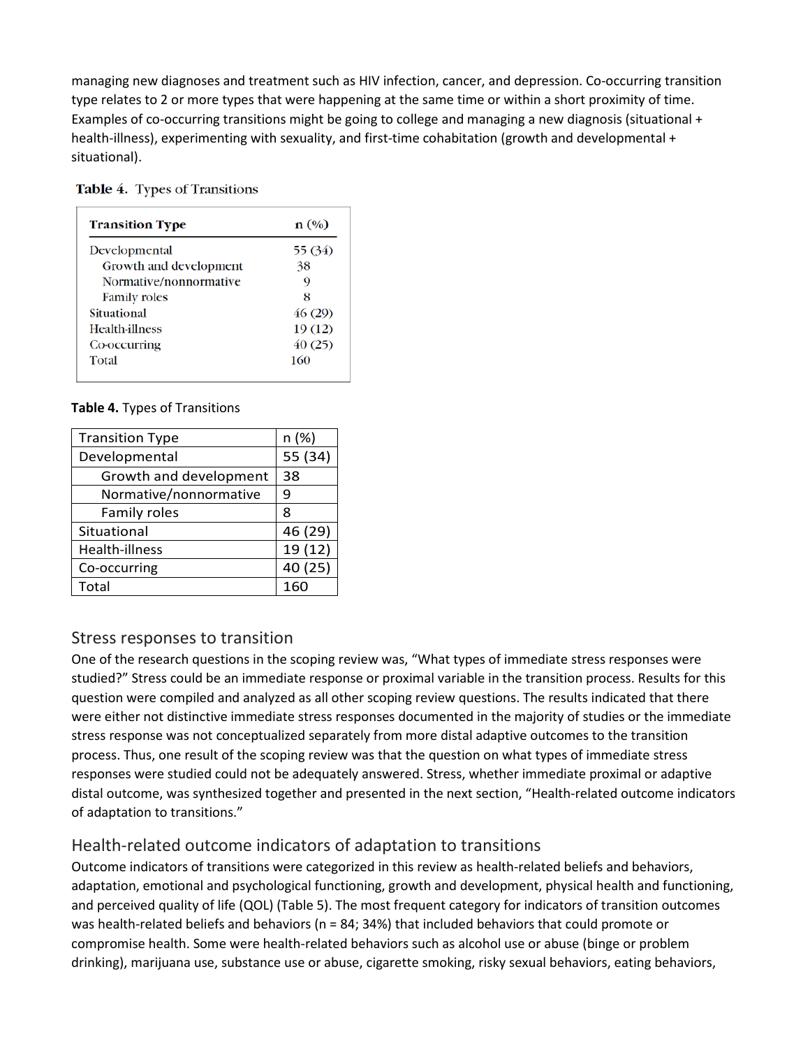managing new diagnoses and treatment such as HIV infection, cancer, and depression. Co-occurring transition type relates to 2 or more types that were happening at the same time or within a short proximity of time. Examples of co-occurring transitions might be going to college and managing a new diagnosis (situational + health-illness), experimenting with sexuality, and first-time cohabitation (growth and developmental + situational).

**Table 4.** Types of Transitions

| Transition Type | n (%) |
|---|---|
| Developmental | 55 (34) |
| Growth and development | 38 |
| Normative/nonnormative | 9 |
| Family roles | 8 |
| Situational | 46 (29) |
| Health-illness | 19 (12) |
| Co-occurring | 40 (25) |
| Total | 160 |

## Stress responses to transition

One of the research questions in the scoping review was, "What types of immediate stress responses were studied?" Stress could be an immediate response or proximal variable in the transition process. Results for this question were compiled and analyzed as all other scoping review questions. The results indicated that there were either not distinctive immediate stress responses documented in the majority of studies or the immediate stress response was not conceptualized separately from more distal adaptive outcomes to the transition process. Thus, one result of the scoping review was that the question on what types of immediate stress responses were studied could not be adequately answered. Stress, whether immediate proximal or adaptive distal outcome, was synthesized together and presented in the next section, "Health-related outcome indicators of adaptation to transitions."

## Health-related outcome indicators of adaptation to transitions

Outcome indicators of transitions were categorized in this review as health-related beliefs and behaviors, adaptation, emotional and psychological functioning, growth and development, physical health and functioning, and perceived quality of life (QOL) (Table 5). The most frequent category for indicators of transition outcomes was health-related beliefs and behaviors (n = 84; 34%) that included behaviors that could promote or compromise health. Some were health-related behaviors such as alcohol use or abuse (binge or problem drinking), marijuana use, substance use or abuse, cigarette smoking, risky sexual behaviors, eating behaviors,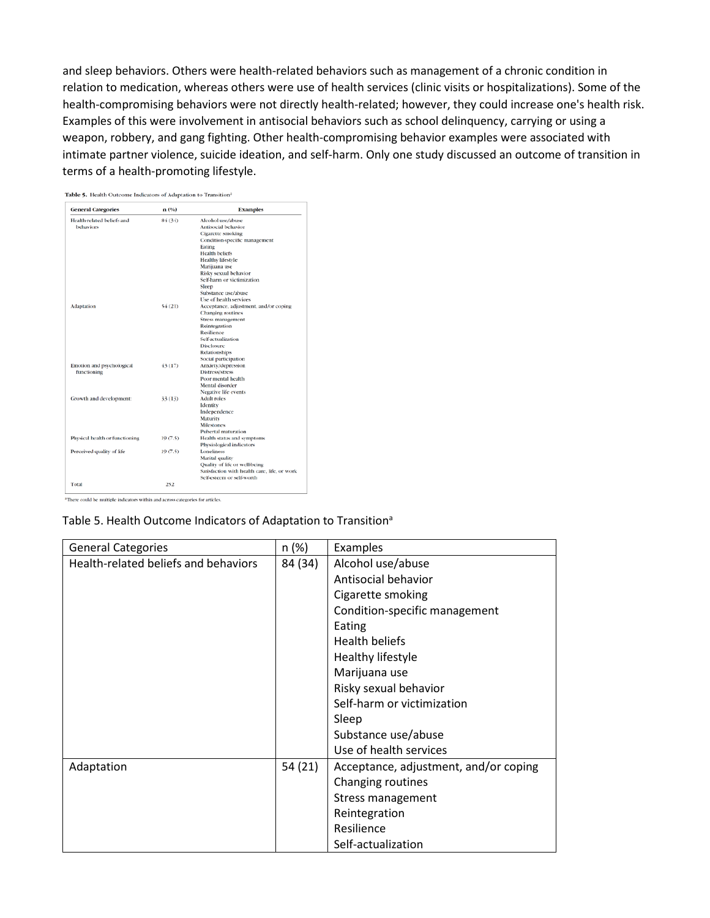and sleep behaviors. Others were health-related behaviors such as management of a chronic condition in relation to medication, whereas others were use of health services (clinic visits or hospitalizations). Some of the health-compromising behaviors were not directly health-related; however, they could increase one's health risk. Examples of this were involvement in antisocial behaviors such as school delinquency, carrying or using a weapon, robbery, and gang fighting. Other health-compromising behavior examples were associated with intimate partner violence, suicide ideation, and self-harm. Only one study discussed an outcome of transition in terms of a health-promoting lifestyle.

**Table 5.** Health Outcome Indicators of Adaptation to Transition[a]

| General Categories | n (%) | Examples |
|---|---|---|
| Health-related beliefs and behaviors | 84 (34) | Alcohol use/abuse<br>Antisocial behavior<br>Cigarette smoking<br>Condition-specific management<br>Eating<br>Health beliefs<br>Healthy lifestyle<br>Marijuana use<br>Risky sexual behavior<br>Self-harm or victimization<br>Sleep<br>Substance use/abuse<br>Use of health services |
| Adaptation | 54 (21) | Acceptance, adjustment, and/or coping<br>Changing routines<br>Stress management<br>Reintegration<br>Resilience<br>Self-actualization<br>Disclosure<br>Relationships<br>Social participation |
| Emotion and psychological functioning | 43 (17) | Anxiety/depression<br>Distress/stress<br>Poor mental health<br>Mental disorder<br>Negative life events |
| Growth and development | 33 (13) | Adult roles<br>Identity<br>Independence<br>Maturity<br>Milestones<br>Pubertal maturation |
| Physical health or functioning | 19 (7.5) | Health status and symptoms<br>Physiological indicators |
| Perceived quality of life | 19 (7.5) | Loneliness<br>Marital quality<br>Quality of life or wellbeing<br>Satisfaction with health care, life, or work<br>Self-esteem or self-worth |
| Total | 252 | |

[a]There could be multiple indicators within and across categories for articles.

Table 5. Health Outcome Indicators of Adaptation to Transition[a]

| General Categories | n (%) | Examples |
|---|---|---|
| Health-related beliefs and behaviors | 84 (34) | Alcohol use/abuse<br>Antisocial behavior<br>Cigarette smoking<br>Condition-specific management<br>Eating<br>Health beliefs<br>Healthy lifestyle<br>Marijuana use<br>Risky sexual behavior<br>Self-harm or victimization<br>Sleep<br>Substance use/abuse<br>Use of health services |
| Adaptation | 54 (21) | Acceptance, adjustment, and/or coping<br>Changing routines<br>Stress management<br>Reintegration<br>Resilience<br>Self-actualization |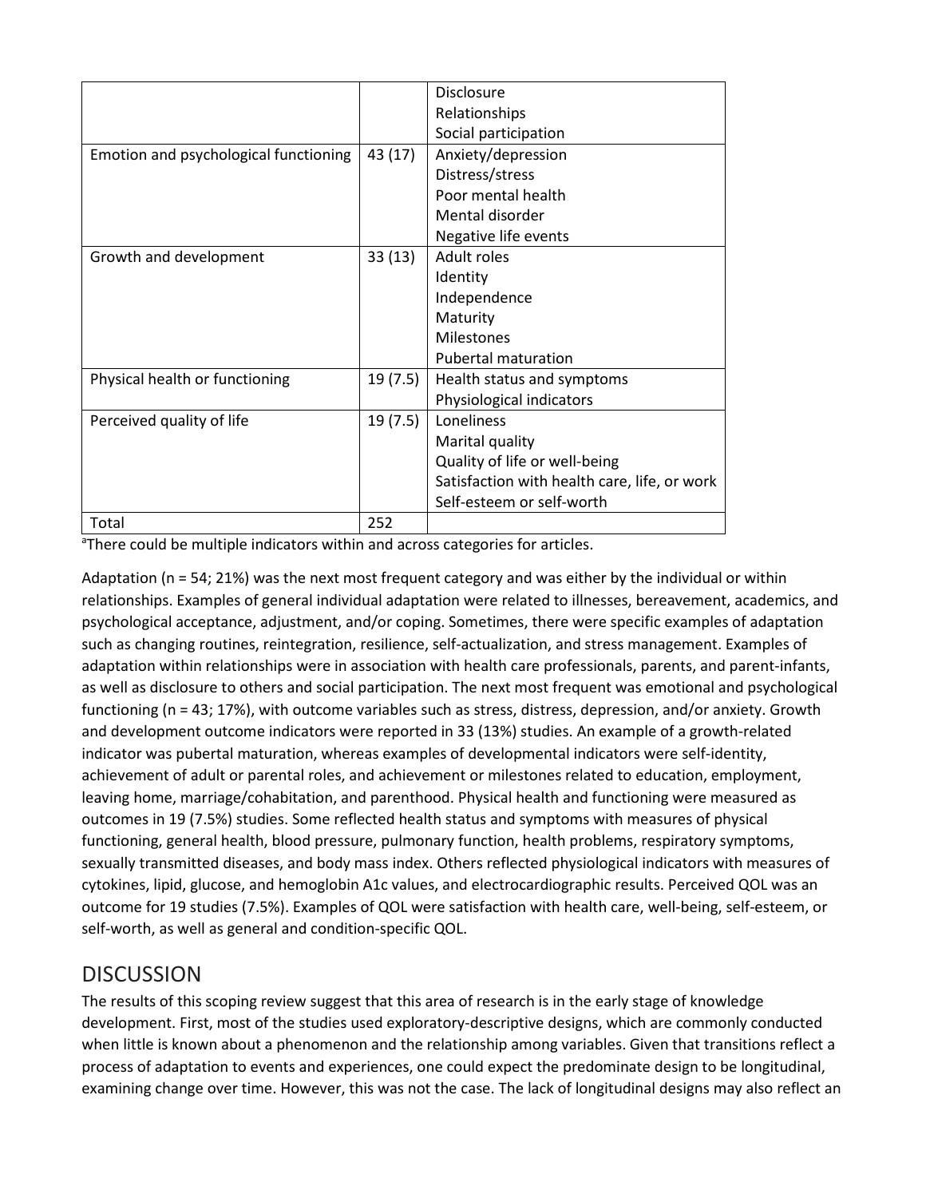| | | |
|---|---|---|
| | | Disclosure<br>Relationships<br>Social participation |
| Emotion and psychological functioning | 43 (17) | Anxiety/depression<br>Distress/stress<br>Poor mental health<br>Mental disorder<br>Negative life events |
| Growth and development | 33 (13) | Adult roles<br>Identity<br>Independence<br>Maturity<br>Milestones<br>Pubertal maturation |
| Physical health or functioning | 19 (7.5) | Health status and symptoms<br>Physiological indicators |
| Perceived quality of life | 19 (7.5) | Loneliness<br>Marital quality<br>Quality of life or well-being<br>Satisfaction with health care, life, or work<br>Self-esteem or self-worth |
| Total | 252 | |

[a]There could be multiple indicators within and across categories for articles.

Adaptation (n = 54; 21%) was the next most frequent category and was either by the individual or within relationships. Examples of general individual adaptation were related to illnesses, bereavement, academics, and psychological acceptance, adjustment, and/or coping. Sometimes, there were specific examples of adaptation such as changing routines, reintegration, resilience, self-actualization, and stress management. Examples of adaptation within relationships were in association with health care professionals, parents, and parent-infants, as well as disclosure to others and social participation. The next most frequent was emotional and psychological functioning (n = 43; 17%), with outcome variables such as stress, distress, depression, and/or anxiety. Growth and development outcome indicators were reported in 33 (13%) studies. An example of a growth-related indicator was pubertal maturation, whereas examples of developmental indicators were self-identity, achievement of adult or parental roles, and achievement or milestones related to education, employment, leaving home, marriage/cohabitation, and parenthood. Physical health and functioning were measured as outcomes in 19 (7.5%) studies. Some reflected health status and symptoms with measures of physical functioning, general health, blood pressure, pulmonary function, health problems, respiratory symptoms, sexually transmitted diseases, and body mass index. Others reflected physiological indicators with measures of cytokines, lipid, glucose, and hemoglobin A1c values, and electrocardiographic results. Perceived QOL was an outcome for 19 studies (7.5%). Examples of QOL were satisfaction with health care, well-being, self-esteem, or self-worth, as well as general and condition-specific QOL.

## DISCUSSION

The results of this scoping review suggest that this area of research is in the early stage of knowledge development. First, most of the studies used exploratory-descriptive designs, which are commonly conducted when little is known about a phenomenon and the relationship among variables. Given that transitions reflect a process of adaptation to events and experiences, one could expect the predominate design to be longitudinal, examining change over time. However, this was not the case. The lack of longitudinal designs may also reflect an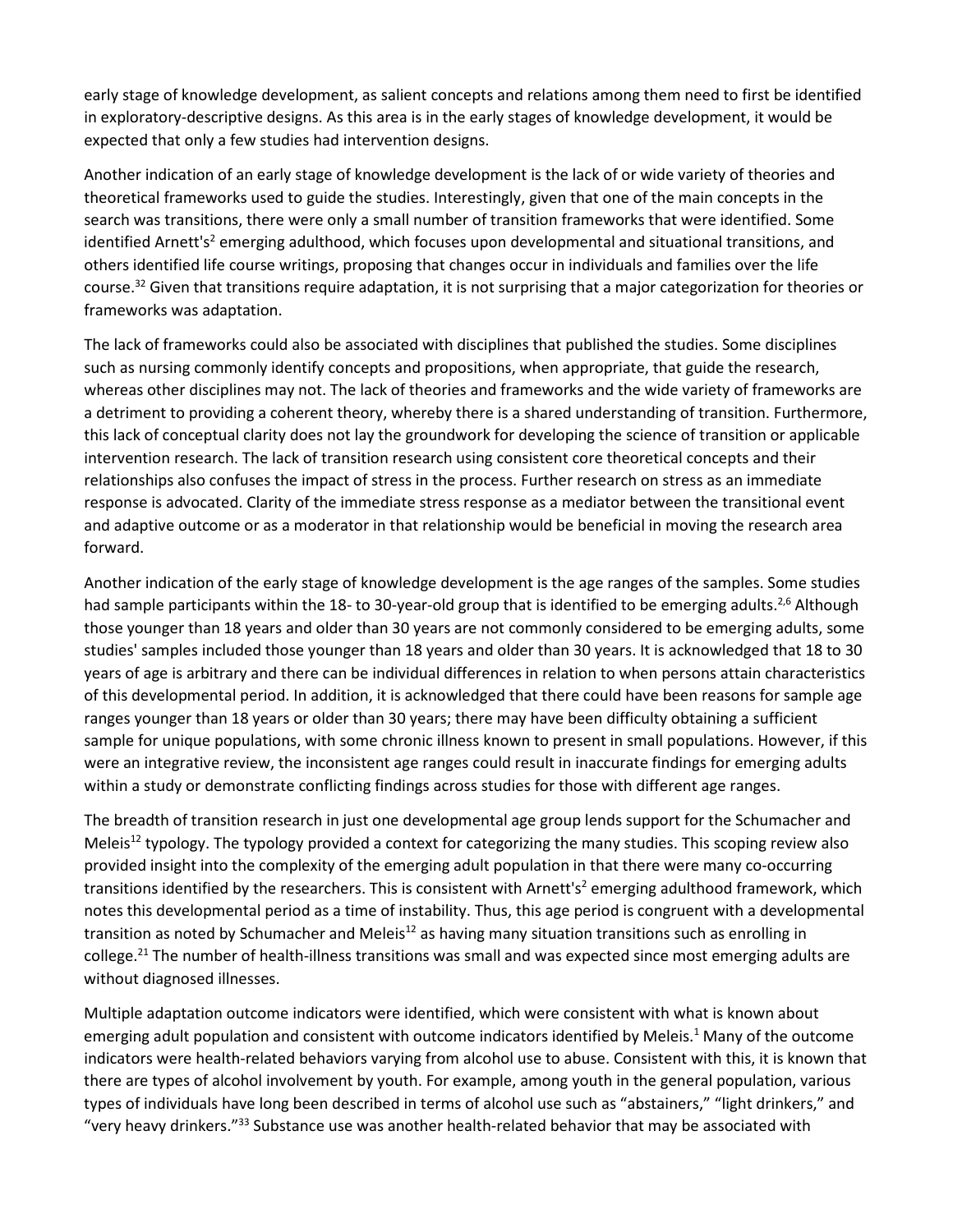early stage of knowledge development, as salient concepts and relations among them need to first be identified in exploratory-descriptive designs. As this area is in the early stages of knowledge development, it would be expected that only a few studies had intervention designs.

Another indication of an early stage of knowledge development is the lack of or wide variety of theories and theoretical frameworks used to guide the studies. Interestingly, given that one of the main concepts in the search was transitions, there were only a small number of transition frameworks that were identified. Some identified Arnett's[2] emerging adulthood, which focuses upon developmental and situational transitions, and others identified life course writings, proposing that changes occur in individuals and families over the life course.[32] Given that transitions require adaptation, it is not surprising that a major categorization for theories or frameworks was adaptation.

The lack of frameworks could also be associated with disciplines that published the studies. Some disciplines such as nursing commonly identify concepts and propositions, when appropriate, that guide the research, whereas other disciplines may not. The lack of theories and frameworks and the wide variety of frameworks are a detriment to providing a coherent theory, whereby there is a shared understanding of transition. Furthermore, this lack of conceptual clarity does not lay the groundwork for developing the science of transition or applicable intervention research. The lack of transition research using consistent core theoretical concepts and their relationships also confuses the impact of stress in the process. Further research on stress as an immediate response is advocated. Clarity of the immediate stress response as a mediator between the transitional event and adaptive outcome or as a moderator in that relationship would be beneficial in moving the research area forward.

Another indication of the early stage of knowledge development is the age ranges of the samples. Some studies had sample participants within the 18- to 30-year-old group that is identified to be emerging adults.[2,6] Although those younger than 18 years and older than 30 years are not commonly considered to be emerging adults, some studies' samples included those younger than 18 years and older than 30 years. It is acknowledged that 18 to 30 years of age is arbitrary and there can be individual differences in relation to when persons attain characteristics of this developmental period. In addition, it is acknowledged that there could have been reasons for sample age ranges younger than 18 years or older than 30 years; there may have been difficulty obtaining a sufficient sample for unique populations, with some chronic illness known to present in small populations. However, if this were an integrative review, the inconsistent age ranges could result in inaccurate findings for emerging adults within a study or demonstrate conflicting findings across studies for those with different age ranges.

The breadth of transition research in just one developmental age group lends support for the Schumacher and Meleis[12] typology. The typology provided a context for categorizing the many studies. This scoping review also provided insight into the complexity of the emerging adult population in that there were many co-occurring transitions identified by the researchers. This is consistent with Arnett's[2] emerging adulthood framework, which notes this developmental period as a time of instability. Thus, this age period is congruent with a developmental transition as noted by Schumacher and Meleis[12] as having many situation transitions such as enrolling in college.[21] The number of health-illness transitions was small and was expected since most emerging adults are without diagnosed illnesses.

Multiple adaptation outcome indicators were identified, which were consistent with what is known about emerging adult population and consistent with outcome indicators identified by Meleis.[1] Many of the outcome indicators were health-related behaviors varying from alcohol use to abuse. Consistent with this, it is known that there are types of alcohol involvement by youth. For example, among youth in the general population, various types of individuals have long been described in terms of alcohol use such as "abstainers," "light drinkers," and "very heavy drinkers."[33] Substance use was another health-related behavior that may be associated with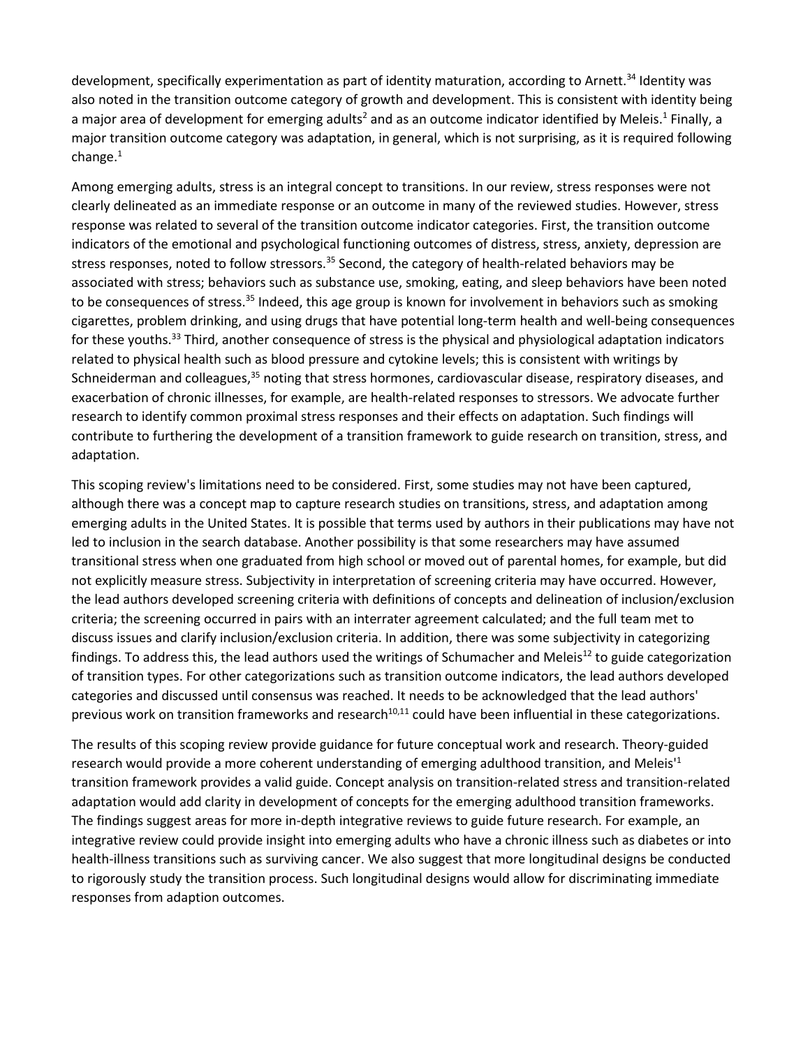development, specifically experimentation as part of identity maturation, according to Arnett.[34] Identity was also noted in the transition outcome category of growth and development. This is consistent with identity being a major area of development for emerging adults[2] and as an outcome indicator identified by Meleis.[1] Finally, a major transition outcome category was adaptation, in general, which is not surprising, as it is required following change.[1]

Among emerging adults, stress is an integral concept to transitions. In our review, stress responses were not clearly delineated as an immediate response or an outcome in many of the reviewed studies. However, stress response was related to several of the transition outcome indicator categories. First, the transition outcome indicators of the emotional and psychological functioning outcomes of distress, stress, anxiety, depression are stress responses, noted to follow stressors.[35] Second, the category of health-related behaviors may be associated with stress; behaviors such as substance use, smoking, eating, and sleep behaviors have been noted to be consequences of stress.[35] Indeed, this age group is known for involvement in behaviors such as smoking cigarettes, problem drinking, and using drugs that have potential long-term health and well-being consequences for these youths.[33] Third, another consequence of stress is the physical and physiological adaptation indicators related to physical health such as blood pressure and cytokine levels; this is consistent with writings by Schneiderman and colleagues,[35] noting that stress hormones, cardiovascular disease, respiratory diseases, and exacerbation of chronic illnesses, for example, are health-related responses to stressors. We advocate further research to identify common proximal stress responses and their effects on adaptation. Such findings will contribute to furthering the development of a transition framework to guide research on transition, stress, and adaptation.

This scoping review's limitations need to be considered. First, some studies may not have been captured, although there was a concept map to capture research studies on transitions, stress, and adaptation among emerging adults in the United States. It is possible that terms used by authors in their publications may have not led to inclusion in the search database. Another possibility is that some researchers may have assumed transitional stress when one graduated from high school or moved out of parental homes, for example, but did not explicitly measure stress. Subjectivity in interpretation of screening criteria may have occurred. However, the lead authors developed screening criteria with definitions of concepts and delineation of inclusion/exclusion criteria; the screening occurred in pairs with an interrater agreement calculated; and the full team met to discuss issues and clarify inclusion/exclusion criteria. In addition, there was some subjectivity in categorizing findings. To address this, the lead authors used the writings of Schumacher and Meleis[12] to guide categorization of transition types. For other categorizations such as transition outcome indicators, the lead authors developed categories and discussed until consensus was reached. It needs to be acknowledged that the lead authors' previous work on transition frameworks and research[10,11] could have been influential in these categorizations.

The results of this scoping review provide guidance for future conceptual work and research. Theory-guided research would provide a more coherent understanding of emerging adulthood transition, and Meleis'[1] transition framework provides a valid guide. Concept analysis on transition-related stress and transition-related adaptation would add clarity in development of concepts for the emerging adulthood transition frameworks. The findings suggest areas for more in-depth integrative reviews to guide future research. For example, an integrative review could provide insight into emerging adults who have a chronic illness such as diabetes or into health-illness transitions such as surviving cancer. We also suggest that more longitudinal designs be conducted to rigorously study the transition process. Such longitudinal designs would allow for discriminating immediate responses from adaption outcomes.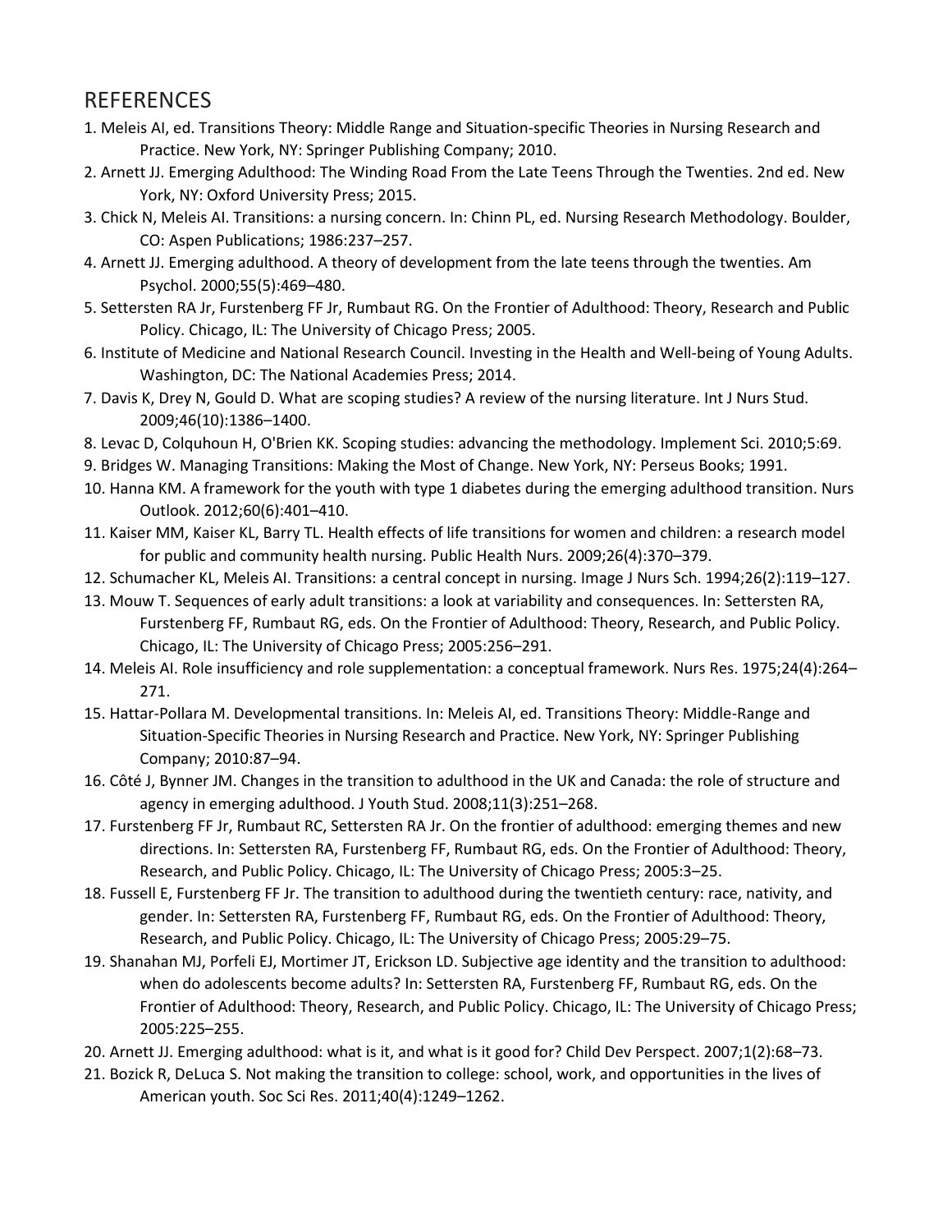## REFERENCES

1. Meleis AI, ed. Transitions Theory: Middle Range and Situation-specific Theories in Nursing Research and Practice. New York, NY: Springer Publishing Company; 2010.
2. Arnett JJ. Emerging Adulthood: The Winding Road From the Late Teens Through the Twenties. 2nd ed. New York, NY: Oxford University Press; 2015.
3. Chick N, Meleis AI. Transitions: a nursing concern. In: Chinn PL, ed. Nursing Research Methodology. Boulder, CO: Aspen Publications; 1986:237–257.
4. Arnett JJ. Emerging adulthood. A theory of development from the late teens through the twenties. Am Psychol. 2000;55(5):469–480.
5. Settersten RA Jr, Furstenberg FF Jr, Rumbaut RG. On the Frontier of Adulthood: Theory, Research and Public Policy. Chicago, IL: The University of Chicago Press; 2005.
6. Institute of Medicine and National Research Council. Investing in the Health and Well-being of Young Adults. Washington, DC: The National Academies Press; 2014.
7. Davis K, Drey N, Gould D. What are scoping studies? A review of the nursing literature. Int J Nurs Stud. 2009;46(10):1386–1400.
8. Levac D, Colquhoun H, O'Brien KK. Scoping studies: advancing the methodology. Implement Sci. 2010;5:69.
9. Bridges W. Managing Transitions: Making the Most of Change. New York, NY: Perseus Books; 1991.
10. Hanna KM. A framework for the youth with type 1 diabetes during the emerging adulthood transition. Nurs Outlook. 2012;60(6):401–410.
11. Kaiser MM, Kaiser KL, Barry TL. Health effects of life transitions for women and children: a research model for public and community health nursing. Public Health Nurs. 2009;26(4):370–379.
12. Schumacher KL, Meleis AI. Transitions: a central concept in nursing. Image J Nurs Sch. 1994;26(2):119–127.
13. Mouw T. Sequences of early adult transitions: a look at variability and consequences. In: Settersten RA, Furstenberg FF, Rumbaut RG, eds. On the Frontier of Adulthood: Theory, Research, and Public Policy. Chicago, IL: The University of Chicago Press; 2005:256–291.
14. Meleis AI. Role insufficiency and role supplementation: a conceptual framework. Nurs Res. 1975;24(4):264–271.
15. Hattar-Pollara M. Developmental transitions. In: Meleis AI, ed. Transitions Theory: Middle-Range and Situation-Specific Theories in Nursing Research and Practice. New York, NY: Springer Publishing Company; 2010:87–94.
16. Côté J, Bynner JM. Changes in the transition to adulthood in the UK and Canada: the role of structure and agency in emerging adulthood. J Youth Stud. 2008;11(3):251–268.
17. Furstenberg FF Jr, Rumbaut RC, Settersten RA Jr. On the frontier of adulthood: emerging themes and new directions. In: Settersten RA, Furstenberg FF, Rumbaut RG, eds. On the Frontier of Adulthood: Theory, Research, and Public Policy. Chicago, IL: The University of Chicago Press; 2005:3–25.
18. Fussell E, Furstenberg FF Jr. The transition to adulthood during the twentieth century: race, nativity, and gender. In: Settersten RA, Furstenberg FF, Rumbaut RG, eds. On the Frontier of Adulthood: Theory, Research, and Public Policy. Chicago, IL: The University of Chicago Press; 2005:29–75.
19. Shanahan MJ, Porfeli EJ, Mortimer JT, Erickson LD. Subjective age identity and the transition to adulthood: when do adolescents become adults? In: Settersten RA, Furstenberg FF, Rumbaut RG, eds. On the Frontier of Adulthood: Theory, Research, and Public Policy. Chicago, IL: The University of Chicago Press; 2005:225–255.
20. Arnett JJ. Emerging adulthood: what is it, and what is it good for? Child Dev Perspect. 2007;1(2):68–73.
21. Bozick R, DeLuca S. Not making the transition to college: school, work, and opportunities in the lives of American youth. Soc Sci Res. 2011;40(4):1249–1262.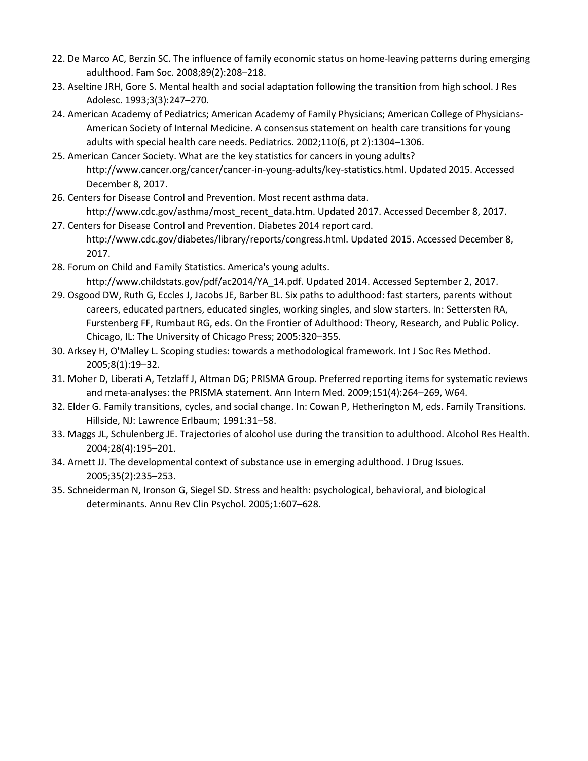22. De Marco AC, Berzin SC. The influence of family economic status on home-leaving patterns during emerging adulthood. Fam Soc. 2008;89(2):208–218.
23. Aseltine JRH, Gore S. Mental health and social adaptation following the transition from high school. J Res Adolesc. 1993;3(3):247–270.
24. American Academy of Pediatrics; American Academy of Family Physicians; American College of Physicians-American Society of Internal Medicine. A consensus statement on health care transitions for young adults with special health care needs. Pediatrics. 2002;110(6, pt 2):1304–1306.
25. American Cancer Society. What are the key statistics for cancers in young adults? http://www.cancer.org/cancer/cancer-in-young-adults/key-statistics.html. Updated 2015. Accessed December 8, 2017.
26. Centers for Disease Control and Prevention. Most recent asthma data. http://www.cdc.gov/asthma/most_recent_data.htm. Updated 2017. Accessed December 8, 2017.
27. Centers for Disease Control and Prevention. Diabetes 2014 report card. http://www.cdc.gov/diabetes/library/reports/congress.html. Updated 2015. Accessed December 8, 2017.
28. Forum on Child and Family Statistics. America's young adults. http://www.childstats.gov/pdf/ac2014/YA_14.pdf. Updated 2014. Accessed September 2, 2017.
29. Osgood DW, Ruth G, Eccles J, Jacobs JE, Barber BL. Six paths to adulthood: fast starters, parents without careers, educated partners, educated singles, working singles, and slow starters. In: Settersten RA, Furstenberg FF, Rumbaut RG, eds. On the Frontier of Adulthood: Theory, Research, and Public Policy. Chicago, IL: The University of Chicago Press; 2005:320–355.
30. Arksey H, O'Malley L. Scoping studies: towards a methodological framework. Int J Soc Res Method. 2005;8(1):19–32.
31. Moher D, Liberati A, Tetzlaff J, Altman DG; PRISMA Group. Preferred reporting items for systematic reviews and meta-analyses: the PRISMA statement. Ann Intern Med. 2009;151(4):264–269, W64.
32. Elder G. Family transitions, cycles, and social change. In: Cowan P, Hetherington M, eds. Family Transitions. Hillside, NJ: Lawrence Erlbaum; 1991:31–58.
33. Maggs JL, Schulenberg JE. Trajectories of alcohol use during the transition to adulthood. Alcohol Res Health. 2004;28(4):195–201.
34. Arnett JJ. The developmental context of substance use in emerging adulthood. J Drug Issues. 2005;35(2):235–253.
35. Schneiderman N, Ironson G, Siegel SD. Stress and health: psychological, behavioral, and biological determinants. Annu Rev Clin Psychol. 2005;1:607–628.